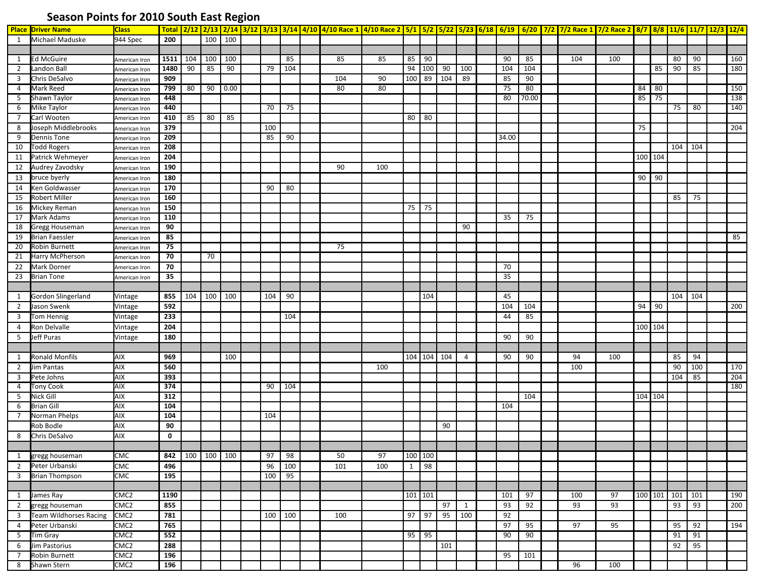# Season Points for 2010 South East Region

| Place | Driver Name | Class | Total | 2/12 | 2/13 | 2/14 | 3/12 | 3/13 | 3/14 | 4/10 | 4/10 Race 1 | 4/10 Race 2 | 5/1 | 5/2 | 5/22 | 5/23 | 6/18 | 6/19 | 6/20 | 7/2 | 7/2 Race 1 | 7/2 Race 2 | 8/7 | 8/8 | 11/6 | 11/7 | 12/3 | 12/4 |
|---|---|---|---|---|---|---|---|---|---|---|---|---|---|---|---|---|---|---|---|---|---|---|---|---|---|---|---|---|
| 1 | Michael Maduske | 944 Spec | **200** | | 100 | 100 | | | | | | | | | | | | | | | | | | | | | | |
| | | | | | | | | | | | | | | | | | | | | | | | | | | | | |
| 1 | Ed McGuire | American Iron | **1511** | 104 | 100 | 100 | | | 85 | | 85 | 85 | 85 | 90 | | | | 90 | 85 | | 104 | 100 | | | 80 | 90 | | 160 |
| 2 | Landon Ball | American Iron | **1480** | 90 | 85 | 90 | | 79 | 104 | | | | 94 | 100 | 90 | 100 | | 104 | 104 | | | | | 85 | 90 | 85 | | 180 |
| 3 | Chris DeSalvo | American Iron | **909** | | | | | | | | 104 | 90 | 100 | 89 | 104 | 89 | | 85 | 90 | | | | | | | | | |
| 4 | Mark Reed | American Iron | **799** | 80 | 90 | 0.00 | | | | | 80 | 80 | | | | | | 75 | 80 | | | | 84 | 80 | | | | 150 |
| 5 | Shawn Taylor | American Iron | **448** | | | | | | | | | | | | | | | 80 | 70.00 | | | | 85 | 75 | | | | 138 |
| 6 | Mike Taylor | American Iron | **440** | | | | | 70 | 75 | | | | | | | | | | | | | | | | 75 | 80 | | 140 |
| 7 | Carl Wooten | American Iron | **410** | 85 | 80 | 85 | | | | | | | 80 | 80 | | | | | | | | | | | | | | |
| 8 | Joseph Middlebrooks | American Iron | **379** | | | | | 100 | | | | | | | | | | | | | | | 75 | | | | | 204 |
| 9 | Dennis Tone | American Iron | **209** | | | | | 85 | 90 | | | | | | | | | 34.00 | | | | | | | | | | |
| 10 | Todd Rogers | American Iron | **208** | | | | | | | | | | | | | | | | | | | | | | 104 | 104 | | |
| 11 | Patrick Wehmeyer | American Iron | **204** | | | | | | | | | | | | | | | | | | | | 100 | 104 | | | | |
| 12 | Audrey Zavodsky | American Iron | **190** | | | | | | | | 90 | 100 | | | | | | | | | | | | | | | | |
| 13 | bruce byerly | American Iron | **180** | | | | | | | | | | | | | | | | | | | | 90 | 90 | | | | |
| 14 | Ken Goldwasser | American Iron | **170** | | | | | 90 | 80 | | | | | | | | | | | | | | | | | | | |
| 15 | Robert Miller | American Iron | **160** | | | | | | | | | | | | | | | | | | | | | | 85 | 75 | | |
| 16 | Mickey Reman | American Iron | **150** | | | | | | | | | | 75 | 75 | | | | | | | | | | | | | | |
| 17 | Mark Adams | American Iron | **110** | | | | | | | | | | | | | | | 35 | 75 | | | | | | | | | |
| 18 | Gregg Houseman | American Iron | **90** | | | | | | | | | | | | | 90 | | | | | | | | | | | | |
| 19 | Brian Faessler | American Iron | **85** | | | | | | | | | | | | | | | | | | | | | | | | | 85 |
| 20 | Robin Burnett | American Iron | **75** | | | | | | | | 75 | | | | | | | | | | | | | | | | | |
| 21 | Harry McPherson | American Iron | **70** | | 70 | | | | | | | | | | | | | | | | | | | | | | | |
| 22 | Mark Dorner | American Iron | **70** | | | | | | | | | | | | | | | 70 | | | | | | | | | | |
| 23 | Brian Tone | American Iron | **35** | | | | | | | | | | | | | | | 35 | | | | | | | | | | |
| | | | | | | | | | | | | | | | | | | | | | | | | | | | | |
| 1 | Gordon Slingerland | Vintage | **855** | 104 | 100 | 100 | | 104 | 90 | | | | | 104 | | | | 45 | | | | | | | 104 | 104 | | |
| 2 | Jason Swenk | Vintage | **592** | | | | | | | | | | | | | | | 104 | 104 | | | | 94 | 90 | | | | 200 |
| 3 | Tom Hennig | Vintage | **233** | | | | | | 104 | | | | | | | | | 44 | 85 | | | | | | | | | |
| 4 | Ron Delvalle | Vintage | **204** | | | | | | | | | | | | | | | | | | | | 100 | 104 | | | | |
| 5 | Jeff Puras | Vintage | **180** | | | | | | | | | | | | | | | 90 | 90 | | | | | | | | | |
| | | | | | | | | | | | | | | | | | | | | | | | | | | | | |
| 1 | Ronald Monfils | AIX | **969** | | | 100 | | | | | | | 104 | 104 | 104 | 4 | | 90 | 90 | | 94 | 100 | | | 85 | 94 | | |
| 2 | Jim Pantas | AIX | **560** | | | | | | | | | 100 | | | | | | | | | 100 | | | | 90 | 100 | | 170 |
| 3 | Pete Johns | AIX | **393** | | | | | | | | | | | | | | | | | | | | | | 104 | 85 | | 204 |
| 4 | Tony Cook | AIX | **374** | | | | | 90 | 104 | | | | | | | | | | | | | | | | | | | 180 |
| 5 | Nick Gill | AIX | **312** | | | | | | | | | | | | | | | | 104 | | | | 104 | 104 | | | | |
| 6 | Brian Gill | AIX | **104** | | | | | | | | | | | | | | | 104 | | | | | | | | | | |
| 7 | Norman Phelps | AIX | **104** | | | | | 104 | | | | | | | | | | | | | | | | | | | | |
| | Rob Bodle | AIX | **90** | | | | | | | | | | | | 90 | | | | | | | | | | | | | |
| 8 | Chris DeSalvo | AIX | **0** | | | | | | | | | | | | | | | | | | | | | | | | | |
| | | | | | | | | | | | | | | | | | | | | | | | | | | | | |
| 1 | gregg houseman | CMC | **842** | 100 | 100 | 100 | | 97 | 98 | | 50 | 97 | 100 | 100 | | | | | | | | | | | | | | |
| 2 | Peter Urbanski | CMC | **496** | | | | | 96 | 100 | | 101 | 100 | 1 | 98 | | | | | | | | | | | | | | |
| 3 | Brian Thompson | CMC | **195** | | | | | 100 | 95 | | | | | | | | | | | | | | | | | | | |
| | | | | | | | | | | | | | | | | | | | | | | | | | | | | |
| 1 | James Ray | CMC2 | **1190** | | | | | | | | | | 101 | 101 | | | | 101 | 97 | | 100 | 97 | 100 | 101 | 101 | 101 | | 190 |
| 2 | gregg houseman | CMC2 | **855** | | | | | | | | | | | | 97 | 1 | | 93 | 92 | | 93 | 93 | | | 93 | 93 | | 200 |
| 3 | Team Wildhorses Racing | CMC2 | **781** | | | | | 100 | 100 | | 100 | | 97 | 97 | 95 | 100 | | 92 | | | | | | | | | | |
| 4 | Peter Urbanski | CMC2 | **765** | | | | | | | | | | | | | | | 97 | 95 | | 97 | 95 | | | 95 | 92 | | 194 |
| 5 | Tim Gray | CMC2 | **552** | | | | | | | | | | 95 | 95 | | | | 90 | 90 | | | | | | 91 | 91 | | |
| 6 | Jim Pastorius | CMC2 | **288** | | | | | | | | | | | | 101 | | | | | | | | | | 92 | 95 | | |
| 7 | Robin Burnett | CMC2 | **196** | | | | | | | | | | | | | | | 95 | 101 | | | | | | | | | |
| 8 | Shawn Stern | CMC2 | **196** | | | | | | | | | | | | | | | | | | 96 | 100 | | | | | | |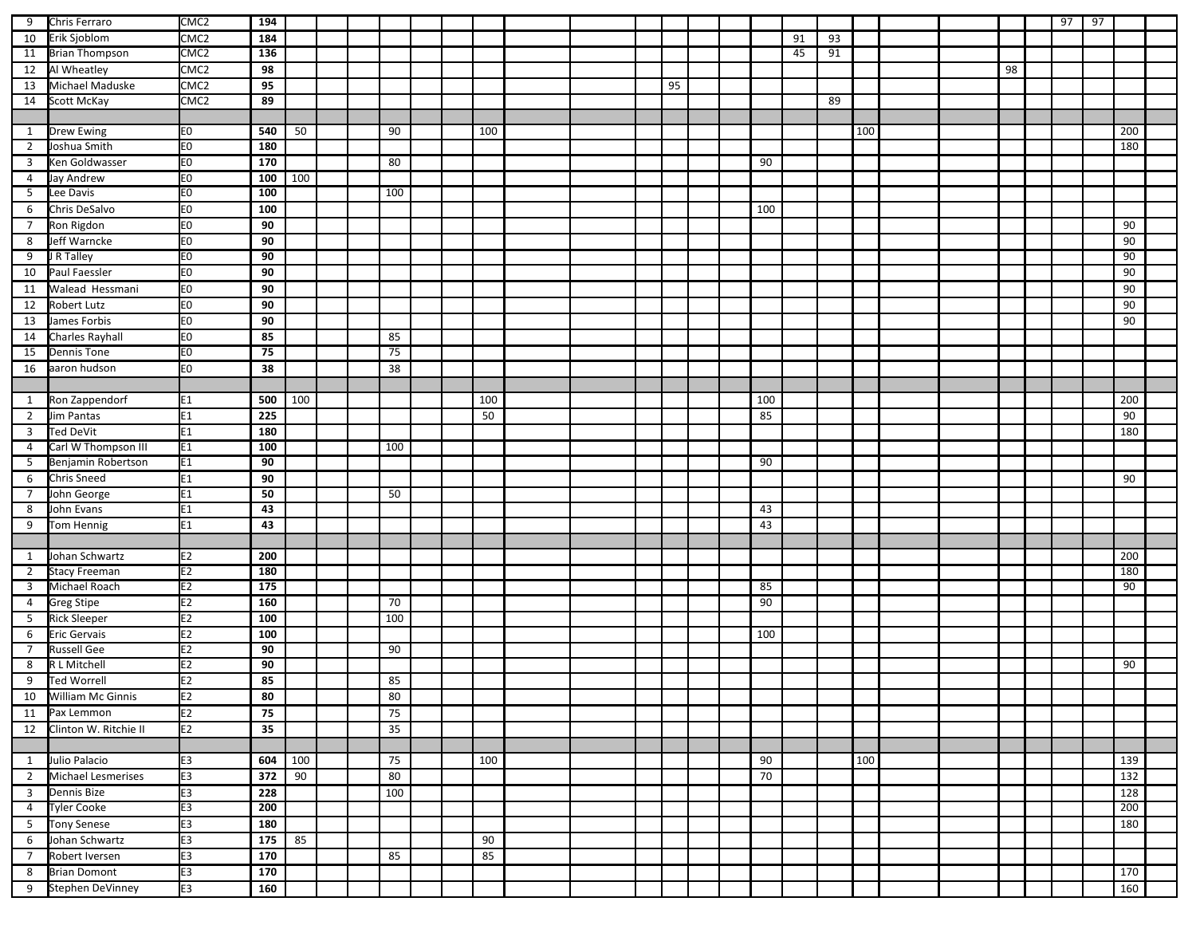| | | | | | | | | | | | | | | | | | | | | | | | | | | | | |
|---|---|---|---|---|---|---|---|---|---|---|---|---|---|---|---|---|---|---|---|---|---|---|---|---|---|---|---|---|
| 9 | Chris Ferraro | CMC2 | **194** | | | | | | | | | | | | | | | | | | | | | | 97 | 97 | | |
| 10 | Erik Sjoblom | CMC2 | **184** | | | | | | | | | | | | | | | 91 | 93 | | | | | | | | | |
| 11 | Brian Thompson | CMC2 | **136** | | | | | | | | | | | | | | | 45 | 91 | | | | | | | | | |
| 12 | Al Wheatley | CMC2 | **98** | | | | | | | | | | | | | | | | | | | | 98 | | | | | |
| 13 | Michael Maduske | CMC2 | **95** | | | | | | | | | | | 95 | | | | | | | | | | | | | | |
| 14 | Scott McKay | CMC2 | **89** | | | | | | | | | | | | | | | | 89 | | | | | | | | | |
| | | | | | | | | | | | | | | | | | | | | | | | | | | | | |
| 1 | Drew Ewing | E0 | **540** | 50 | | | 90 | | | 100 | | | | | | | | | | 100 | | | | | | | 200 | |
| 2 | Joshua Smith | E0 | **180** | | | | | | | | | | | | | | | | | | | | | | | | 180 | |
| 3 | Ken Goldwasser | E0 | **170** | | | | 80 | | | | | | | | | | 90 | | | | | | | | | | | |
| 4 | Jay Andrew | E0 | **100** | 100 | | | | | | | | | | | | | | | | | | | | | | | | |
| 5 | Lee Davis | E0 | **100** | | | | 100 | | | | | | | | | | | | | | | | | | | | | |
| 6 | Chris DeSalvo | E0 | **100** | | | | | | | | | | | | | | 100 | | | | | | | | | | | |
| 7 | Ron Rigdon | E0 | **90** | | | | | | | | | | | | | | | | | | | | | | | | 90 | |
| 8 | Jeff Warncke | E0 | **90** | | | | | | | | | | | | | | | | | | | | | | | | 90 | |
| 9 | J R Talley | E0 | **90** | | | | | | | | | | | | | | | | | | | | | | | | 90 | |
| 10 | Paul Faessler | E0 | **90** | | | | | | | | | | | | | | | | | | | | | | | | 90 | |
| 11 | Walead Hessmani | E0 | **90** | | | | | | | | | | | | | | | | | | | | | | | | 90 | |
| 12 | Robert Lutz | E0 | **90** | | | | | | | | | | | | | | | | | | | | | | | | 90 | |
| 13 | James Forbis | E0 | **90** | | | | | | | | | | | | | | | | | | | | | | | | 90 | |
| 14 | Charles Rayhall | E0 | **85** | | | | 85 | | | | | | | | | | | | | | | | | | | | | |
| 15 | Dennis Tone | E0 | **75** | | | | 75 | | | | | | | | | | | | | | | | | | | | | |
| 16 | aaron hudson | E0 | **38** | | | | 38 | | | | | | | | | | | | | | | | | | | | | |
| | | | | | | | | | | | | | | | | | | | | | | | | | | | | |
| 1 | Ron Zappendorf | E1 | **500** | 100 | | | | | | 100 | | | | | | | 100 | | | | | | | | | | 200 | |
| 2 | Jim Pantas | E1 | **225** | | | | | | | 50 | | | | | | | 85 | | | | | | | | | | 90 | |
| 3 | Ted DeVit | E1 | **180** | | | | | | | | | | | | | | | | | | | | | | | | 180 | |
| 4 | Carl W Thompson III | E1 | **100** | | | | 100 | | | | | | | | | | | | | | | | | | | | | |
| 5 | Benjamin Robertson | E1 | **90** | | | | | | | | | | | | | | 90 | | | | | | | | | | | |
| 6 | Chris Sneed | E1 | **90** | | | | | | | | | | | | | | | | | | | | | | | | 90 | |
| 7 | John George | E1 | **50** | | | | 50 | | | | | | | | | | | | | | | | | | | | | |
| 8 | John Evans | E1 | **43** | | | | | | | | | | | | | | 43 | | | | | | | | | | | |
| 9 | Tom Hennig | E1 | **43** | | | | | | | | | | | | | | 43 | | | | | | | | | | | |
| | | | | | | | | | | | | | | | | | | | | | | | | | | | | |
| 1 | Johan Schwartz | E2 | **200** | | | | | | | | | | | | | | | | | | | | | | | | 200 | |
| 2 | Stacy Freeman | E2 | **180** | | | | | | | | | | | | | | | | | | | | | | | | 180 | |
| 3 | Michael Roach | E2 | **175** | | | | | | | | | | | | | | 85 | | | | | | | | | | 90 | |
| 4 | Greg Stipe | E2 | **160** | | | | 70 | | | | | | | | | | 90 | | | | | | | | | | | |
| 5 | Rick Sleeper | E2 | **100** | | | | 100 | | | | | | | | | | | | | | | | | | | | | |
| 6 | Eric Gervais | E2 | **100** | | | | | | | | | | | | | | 100 | | | | | | | | | | | |
| 7 | Russell Gee | E2 | **90** | | | | 90 | | | | | | | | | | | | | | | | | | | | | |
| 8 | R L Mitchell | E2 | **90** | | | | | | | | | | | | | | | | | | | | | | | | 90 | |
| 9 | Ted Worrell | E2 | **85** | | | | 85 | | | | | | | | | | | | | | | | | | | | | |
| 10 | William Mc Ginnis | E2 | **80** | | | | 80 | | | | | | | | | | | | | | | | | | | | | |
| 11 | Pax Lemmon | E2 | **75** | | | | 75 | | | | | | | | | | | | | | | | | | | | | |
| 12 | Clinton W. Ritchie II | E2 | **35** | | | | 35 | | | | | | | | | | | | | | | | | | | | | |
| | | | | | | | | | | | | | | | | | | | | | | | | | | | | |
| 1 | Julio Palacio | E3 | **604** | 100 | | | 75 | | | 100 | | | | | | | 90 | | | 100 | | | | | | | 139 | |
| 2 | Michael Lesmerises | E3 | **372** | 90 | | | 80 | | | | | | | | | | 70 | | | | | | | | | | 132 | |
| 3 | Dennis Bize | E3 | **228** | | | | 100 | | | | | | | | | | | | | | | | | | | | 128 | |
| 4 | Tyler Cooke | E3 | **200** | | | | | | | | | | | | | | | | | | | | | | | | 200 | |
| 5 | Tony Senese | E3 | **180** | | | | | | | | | | | | | | | | | | | | | | | | 180 | |
| 6 | Johan Schwartz | E3 | **175** | 85 | | | | | | 90 | | | | | | | | | | | | | | | | | | |
| 7 | Robert Iversen | E3 | **170** | | | | 85 | | | 85 | | | | | | | | | | | | | | | | | | |
| 8 | Brian Domont | E3 | **170** | | | | | | | | | | | | | | | | | | | | | | | | 170 | |
| 9 | Stephen DeVinney | E3 | **160** | | | | | | | | | | | | | | | | | | | | | | | | 160 | |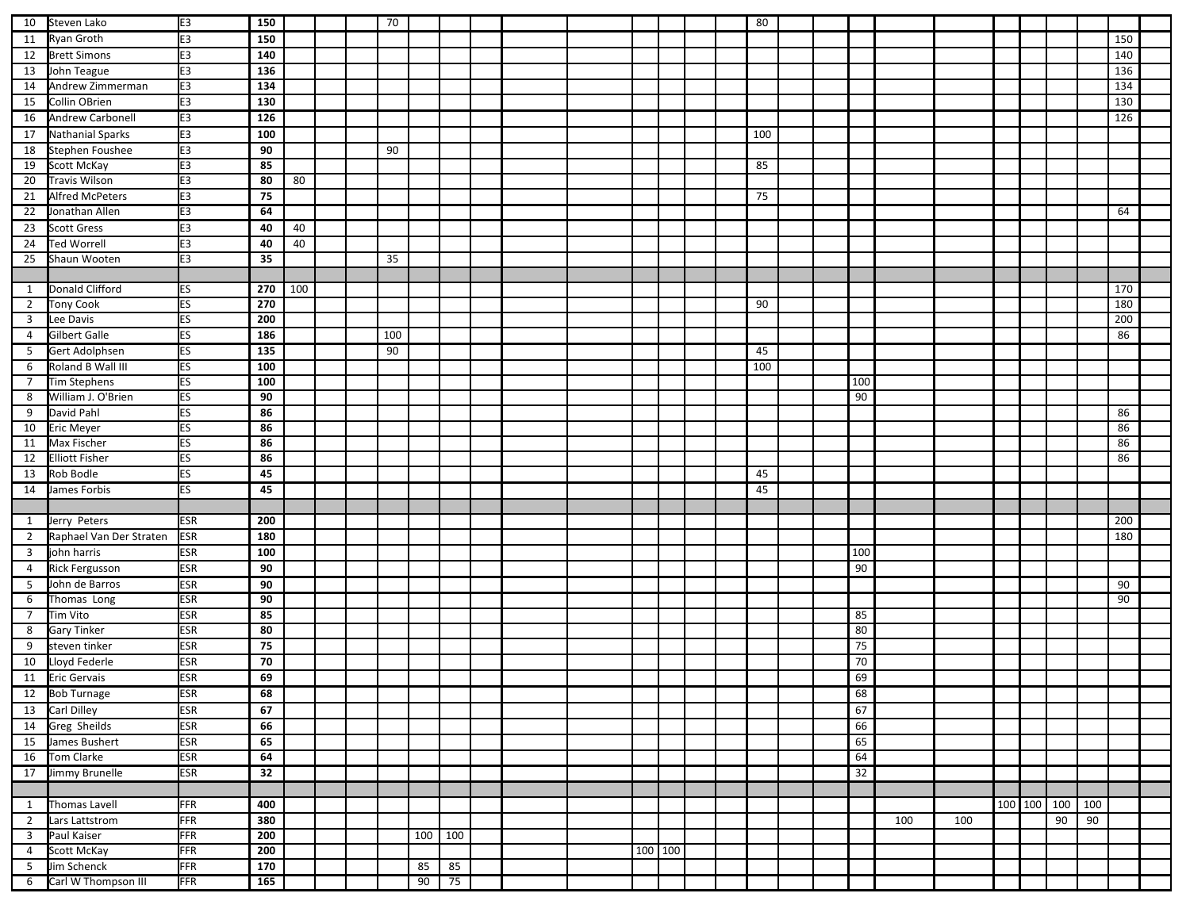| | | | | | | | | | | | | | | | | | | | | | | | | | | | | |
|---|---|---|---|---|---|---|---|---|---|---|---|---|---|---|---|---|---|---|---|---|---|---|---|---|---|---|---|---|
| 10 | Steven Lako | E3 | **150** | | | | 70 | | | | | | | | | | 80 | | | | | | | | | | | |
| 11 | Ryan Groth | E3 | **150** | | | | | | | | | | | | | | | | | | | | | | | | 150 | |
| 12 | Brett Simons | E3 | **140** | | | | | | | | | | | | | | | | | | | | | | | | 140 | |
| 13 | John Teague | E3 | **136** | | | | | | | | | | | | | | | | | | | | | | | | 136 | |
| 14 | Andrew Zimmerman | E3 | **134** | | | | | | | | | | | | | | | | | | | | | | | | 134 | |
| 15 | Collin OBrien | E3 | **130** | | | | | | | | | | | | | | | | | | | | | | | | 130 | |
| 16 | Andrew Carbonell | E3 | **126** | | | | | | | | | | | | | | | | | | | | | | | | 126 | |
| 17 | Nathanial Sparks | E3 | **100** | | | | | | | | | | | | | | 100 | | | | | | | | | | | |
| 18 | Stephen Foushee | E3 | **90** | | | | 90 | | | | | | | | | | | | | | | | | | | | | |
| 19 | Scott McKay | E3 | **85** | | | | | | | | | | | | | | 85 | | | | | | | | | | | |
| 20 | Travis Wilson | E3 | **80** | 80 | | | | | | | | | | | | | | | | | | | | | | | | |
| 21 | Alfred McPeters | E3 | **75** | | | | | | | | | | | | | | 75 | | | | | | | | | | | |
| 22 | Jonathan Allen | E3 | **64** | | | | | | | | | | | | | | | | | | | | | | | | 64 | |
| 23 | Scott Gress | E3 | **40** | 40 | | | | | | | | | | | | | | | | | | | | | | | | |
| 24 | Ted Worrell | E3 | **40** | 40 | | | | | | | | | | | | | | | | | | | | | | | | |
| 25 | Shaun Wooten | E3 | **35** | | | | 35 | | | | | | | | | | | | | | | | | | | | | |
| | | | | | | | | | | | | | | | | | | | | | | | | | | | | |
| 1 | Donald Clifford | ES | **270** | 100 | | | | | | | | | | | | | | | | | | | | | | | 170 | |
| 2 | Tony Cook | ES | **270** | | | | | | | | | | | | | | 90 | | | | | | | | | | 180 | |
| 3 | Lee Davis | ES | **200** | | | | | | | | | | | | | | | | | | | | | | | | 200 | |
| 4 | Gilbert Galle | ES | **186** | | | | 100 | | | | | | | | | | | | | | | | | | | | 86 | |
| 5 | Gert Adolphsen | ES | **135** | | | | 90 | | | | | | | | | | 45 | | | | | | | | | | | |
| 6 | Roland B Wall III | ES | **100** | | | | | | | | | | | | | | 100 | | | | | | | | | | | |
| 7 | Tim Stephens | ES | **100** | | | | | | | | | | | | | | | | | 100 | | | | | | | | |
| 8 | William J. O'Brien | ES | **90** | | | | | | | | | | | | | | | | | 90 | | | | | | | | |
| 9 | David Pahl | ES | **86** | | | | | | | | | | | | | | | | | | | | | | | | 86 | |
| 10 | Eric Meyer | ES | **86** | | | | | | | | | | | | | | | | | | | | | | | | 86 | |
| 11 | Max Fischer | ES | **86** | | | | | | | | | | | | | | | | | | | | | | | | 86 | |
| 12 | Elliott Fisher | ES | **86** | | | | | | | | | | | | | | | | | | | | | | | | 86 | |
| 13 | Rob Bodle | ES | **45** | | | | | | | | | | | | | | 45 | | | | | | | | | | | |
| 14 | James Forbis | ES | **45** | | | | | | | | | | | | | | 45 | | | | | | | | | | | |
| | | | | | | | | | | | | | | | | | | | | | | | | | | | | |
| 1 | Jerry Peters | ESR | **200** | | | | | | | | | | | | | | | | | | | | | | | | 200 | |
| 2 | Raphael Van Der Straten | ESR | **180** | | | | | | | | | | | | | | | | | | | | | | | | 180 | |
| 3 | john harris | ESR | **100** | | | | | | | | | | | | | | | | | 100 | | | | | | | | |
| 4 | Rick Fergusson | ESR | **90** | | | | | | | | | | | | | | | | | 90 | | | | | | | | |
| 5 | John de Barros | ESR | **90** | | | | | | | | | | | | | | | | | | | | | | | | 90 | |
| 6 | Thomas Long | ESR | **90** | | | | | | | | | | | | | | | | | | | | | | | | 90 | |
| 7 | Tim Vito | ESR | **85** | | | | | | | | | | | | | | | | | 85 | | | | | | | | |
| 8 | Gary Tinker | ESR | **80** | | | | | | | | | | | | | | | | | 80 | | | | | | | | |
| 9 | steven tinker | ESR | **75** | | | | | | | | | | | | | | | | | 75 | | | | | | | | |
| 10 | Lloyd Federle | ESR | **70** | | | | | | | | | | | | | | | | | 70 | | | | | | | | |
| 11 | Eric Gervais | ESR | **69** | | | | | | | | | | | | | | | | | 69 | | | | | | | | |
| 12 | Bob Turnage | ESR | **68** | | | | | | | | | | | | | | | | | 68 | | | | | | | | |
| 13 | Carl Dilley | ESR | **67** | | | | | | | | | | | | | | | | | 67 | | | | | | | | |
| 14 | Greg Sheilds | ESR | **66** | | | | | | | | | | | | | | | | | 66 | | | | | | | | |
| 15 | James Bushert | ESR | **65** | | | | | | | | | | | | | | | | | 65 | | | | | | | | |
| 16 | Tom Clarke | ESR | **64** | | | | | | | | | | | | | | | | | 64 | | | | | | | | |
| 17 | Jimmy Brunelle | ESR | **32** | | | | | | | | | | | | | | | | | 32 | | | | | | | | |
| | | | | | | | | | | | | | | | | | | | | | | | | | | | | |
| 1 | Thomas Lavell | FFR | **400** | | | | | | | | | | | | | | | | | | | | 100 | 100 | 100 | 100 | | |
| 2 | Lars Lattstrom | FFR | **380** | | | | | | | | | | | | | | | | | | 100 | 100 | | | 90 | 90 | | |
| 3 | Paul Kaiser | FFR | **200** | | | | | 100 | 100 | | | | | | | | | | | | | | | | | | | |
| 4 | Scott McKay | FFR | **200** | | | | | | | | | | 100 | 100 | | | | | | | | | | | | | | |
| 5 | Jim Schenck | FFR | **170** | | | | | 85 | 85 | | | | | | | | | | | | | | | | | | | |
| 6 | Carl W Thompson III | FFR | **165** | | | | | 90 | 75 | | | | | | | | | | | | | | | | | | | |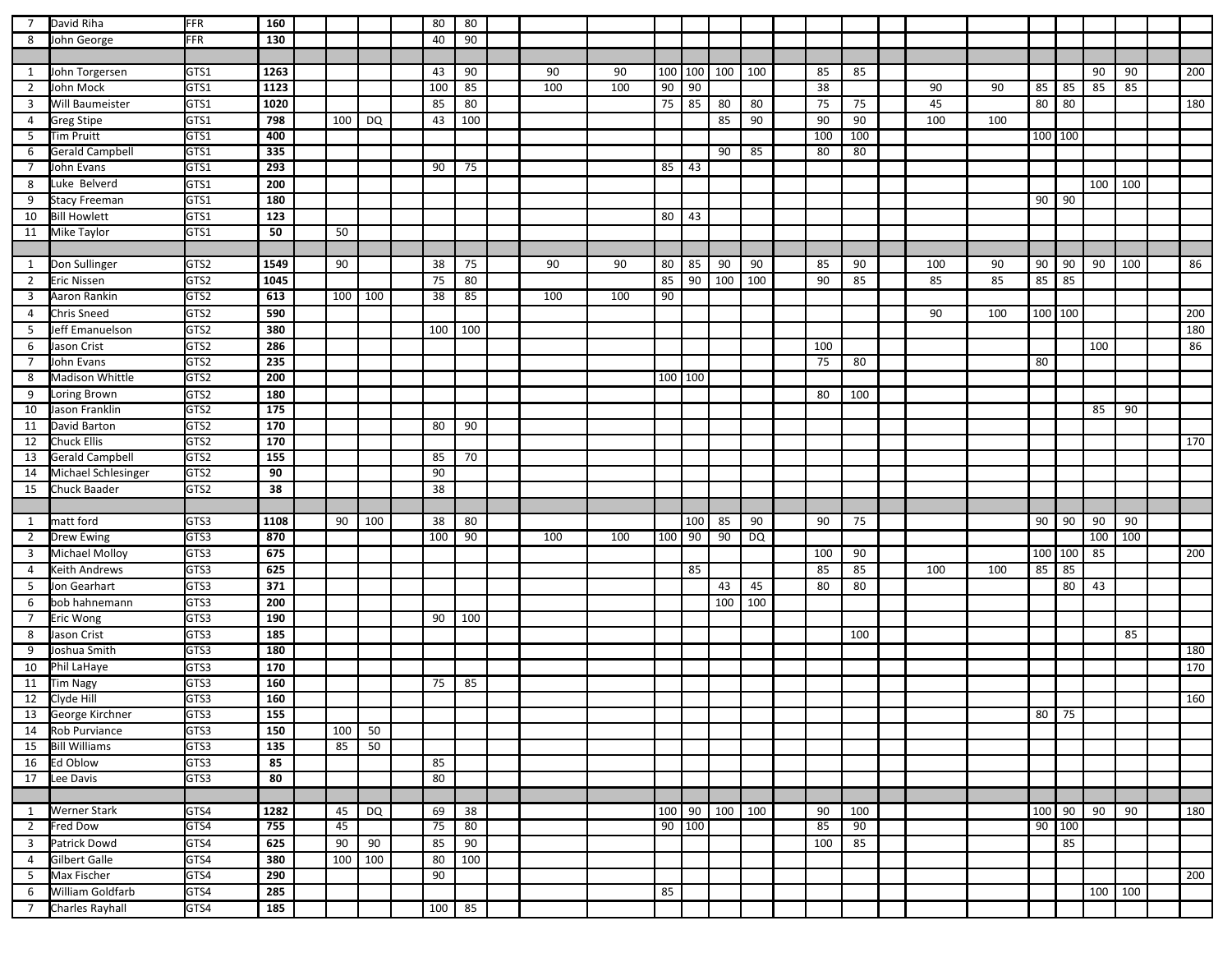| | | | | | | | | | | | | | | | | | | | | | | | | | | | | |
|---|---|---|---|---|---|---|---|---|---|---|---|---|---|---|---|---|---|---|---|---|---|---|---|---|---|---|---|---|
| 7 | David Riha | FFR | **160** | | | | | 80 | 80 | | | | | | | | | | | | | | | | | | | |
| 8 | John George | FFR | **130** | | | | | 40 | 90 | | | | | | | | | | | | | | | | | | | |
| | | | | | | | | | | | | | | | | | | | | | | | | | | | | |
| 1 | John Torgersen | GTS1 | **1263** | | | | | 43 | 90 | | 90 | 90 | 100 | 100 | 100 | 100 | | 85 | 85 | | | | | | 90 | 90 | | 200 |
| 2 | John Mock | GTS1 | **1123** | | | | | 100 | 85 | | 100 | 100 | 90 | 90 | | | | 38 | | | 90 | 90 | 85 | 85 | 85 | 85 | | |
| 3 | Will Baumeister | GTS1 | **1020** | | | | | 85 | 80 | | | | 75 | 85 | 80 | 80 | | 75 | 75 | | 45 | | 80 | 80 | | | | 180 |
| 4 | Greg Stipe | GTS1 | **798** | | 100 | DQ | | 43 | 100 | | | | | | 85 | 90 | | 90 | 90 | | 100 | 100 | | | | | | |
| 5 | Tim Pruitt | GTS1 | **400** | | | | | | | | | | | | | | | 100 | 100 | | | | 100 | 100 | | | | |
| 6 | Gerald Campbell | GTS1 | **335** | | | | | | | | | | | | 90 | 85 | | 80 | 80 | | | | | | | | | |
| 7 | John Evans | GTS1 | **293** | | | | | 90 | 75 | | | | 85 | 43 | | | | | | | | | | | | | | |
| 8 | Luke Belverd | GTS1 | **200** | | | | | | | | | | | | | | | | | | | | | | 100 | 100 | | |
| 9 | Stacy Freeman | GTS1 | **180** | | | | | | | | | | | | | | | | | | | | 90 | 90 | | | | |
| 10 | Bill Howlett | GTS1 | **123** | | | | | | | | | | 80 | 43 | | | | | | | | | | | | | | |
| 11 | Mike Taylor | GTS1 | **50** | | 50 | | | | | | | | | | | | | | | | | | | | | | | |
| | | | | | | | | | | | | | | | | | | | | | | | | | | | | |
| 1 | Don Sullinger | GTS2 | **1549** | | 90 | | | 38 | 75 | | 90 | 90 | 80 | 85 | 90 | 90 | | 85 | 90 | | 100 | 90 | 90 | 90 | 90 | 100 | | 86 |
| 2 | Eric Nissen | GTS2 | **1045** | | | | | 75 | 80 | | | | 85 | 90 | 100 | 100 | | 90 | 85 | | 85 | 85 | 85 | 85 | | | | |
| 3 | Aaron Rankin | GTS2 | **613** | | 100 | 100 | | 38 | 85 | | 100 | 100 | 90 | | | | | | | | | | | | | | | |
| 4 | Chris Sneed | GTS2 | **590** | | | | | | | | | | | | | | | | | | 90 | 100 | 100 | 100 | | | | 200 |
| 5 | Jeff Emanuelson | GTS2 | **380** | | | | | 100 | 100 | | | | | | | | | | | | | | | | | | | 180 |
| 6 | Jason Crist | GTS2 | **286** | | | | | | | | | | | | | | | 100 | | | | | | | 100 | | | 86 |
| 7 | John Evans | GTS2 | **235** | | | | | | | | | | | | | | | 75 | 80 | | | | 80 | | | | | |
| 8 | Madison Whittle | GTS2 | **200** | | | | | | | | | | 100 | 100 | | | | | | | | | | | | | | |
| 9 | Loring Brown | GTS2 | **180** | | | | | | | | | | | | | | | 80 | 100 | | | | | | | | | |
| 10 | Jason Franklin | GTS2 | **175** | | | | | | | | | | | | | | | | | | | | | | 85 | 90 | | |
| 11 | David Barton | GTS2 | **170** | | | | | 80 | 90 | | | | | | | | | | | | | | | | | | | |
| 12 | Chuck Ellis | GTS2 | **170** | | | | | | | | | | | | | | | | | | | | | | | | | 170 |
| 13 | Gerald Campbell | GTS2 | **155** | | | | | 85 | 70 | | | | | | | | | | | | | | | | | | | |
| 14 | Michael Schlesinger | GTS2 | **90** | | | | | 90 | | | | | | | | | | | | | | | | | | | | |
| 15 | Chuck Baader | GTS2 | **38** | | | | | 38 | | | | | | | | | | | | | | | | | | | | |
| | | | | | | | | | | | | | | | | | | | | | | | | | | | | |
| 1 | matt ford | GTS3 | **1108** | | 90 | 100 | | 38 | 80 | | | | | 100 | 85 | 90 | | 90 | 75 | | | | 90 | 90 | 90 | 90 | | |
| 2 | Drew Ewing | GTS3 | **870** | | | | | 100 | 90 | | 100 | 100 | 100 | 90 | 90 | DQ | | | | | | | | | 100 | 100 | | |
| 3 | Michael Molloy | GTS3 | **675** | | | | | | | | | | | | | | | 100 | 90 | | | | 100 | 100 | 85 | | | 200 |
| 4 | Keith Andrews | GTS3 | **625** | | | | | | | | | | | 85 | | | | 85 | 85 | | 100 | 100 | 85 | 85 | | | | |
| 5 | Jon Gearhart | GTS3 | **371** | | | | | | | | | | | | 43 | 45 | | 80 | 80 | | | | | 80 | 43 | | | |
| 6 | bob hahnemann | GTS3 | **200** | | | | | | | | | | | | 100 | 100 | | | | | | | | | | | | |
| 7 | Eric Wong | GTS3 | **190** | | | | | 90 | 100 | | | | | | | | | | | | | | | | | | | |
| 8 | Jason Crist | GTS3 | **185** | | | | | | | | | | | | | | | | 100 | | | | | | | 85 | | |
| 9 | Joshua Smith | GTS3 | **180** | | | | | | | | | | | | | | | | | | | | | | | | | 180 |
| 10 | Phil LaHaye | GTS3 | **170** | | | | | | | | | | | | | | | | | | | | | | | | | 170 |
| 11 | Tim Nagy | GTS3 | **160** | | | | | 75 | 85 | | | | | | | | | | | | | | | | | | | |
| 12 | Clyde Hill | GTS3 | **160** | | | | | | | | | | | | | | | | | | | | | | | | | 160 |
| 13 | George Kirchner | GTS3 | **155** | | | | | | | | | | | | | | | | | | | | 80 | 75 | | | | |
| 14 | Rob Purviance | GTS3 | **150** | | 100 | 50 | | | | | | | | | | | | | | | | | | | | | | |
| 15 | Bill Williams | GTS3 | **135** | | 85 | 50 | | | | | | | | | | | | | | | | | | | | | | |
| 16 | Ed Oblow | GTS3 | **85** | | | | | 85 | | | | | | | | | | | | | | | | | | | | |
| 17 | Lee Davis | GTS3 | **80** | | | | | 80 | | | | | | | | | | | | | | | | | | | | |
| | | | | | | | | | | | | | | | | | | | | | | | | | | | | |
| 1 | Werner Stark | GTS4 | **1282** | | 45 | DQ | | 69 | 38 | | | | 100 | 90 | 100 | 100 | | 90 | 100 | | | | 100 | 90 | 90 | 90 | | 180 |
| 2 | Fred Dow | GTS4 | **755** | | 45 | | | 75 | 80 | | | | 90 | 100 | | | | 85 | 90 | | | | 90 | 100 | | | | |
| 3 | Patrick Dowd | GTS4 | **625** | | 90 | 90 | | 85 | 90 | | | | | | | | | 100 | 85 | | | | | 85 | | | | |
| 4 | Gilbert Galle | GTS4 | **380** | | 100 | 100 | | 80 | 100 | | | | | | | | | | | | | | | | | | | |
| 5 | Max Fischer | GTS4 | **290** | | | | | 90 | | | | | | | | | | | | | | | | | | | | 200 |
| 6 | William Goldfarb | GTS4 | **285** | | | | | | | | | | 85 | | | | | | | | | | | | 100 | 100 | | |
| 7 | Charles Rayhall | GTS4 | **185** | | | | | 100 | 85 | | | | | | | | | | | | | | | | | | | |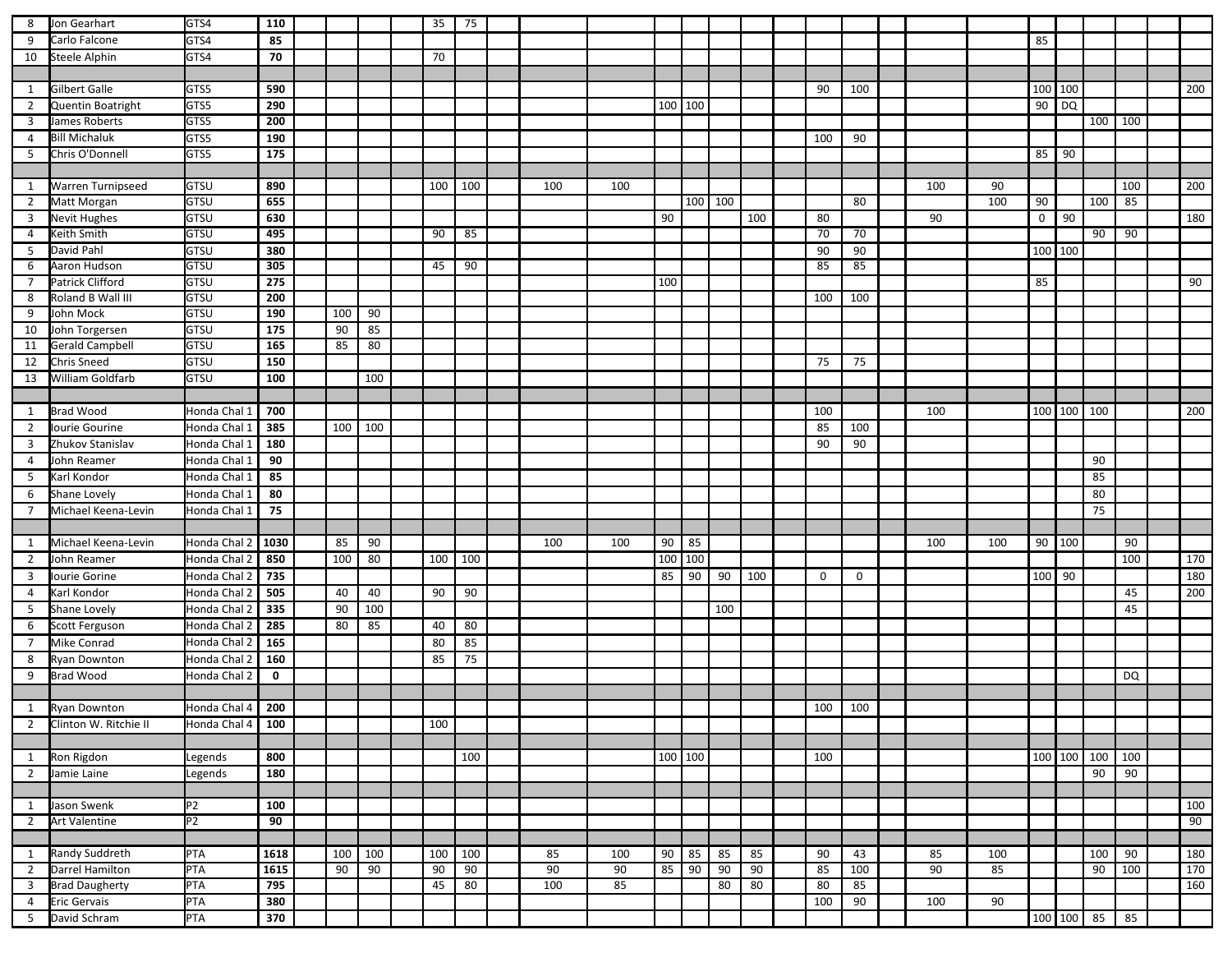| | | | | | | | | | | | | | | | | | | | | | | |
|---|---|---|---|---|---|---|---|---|---|---|---|---|---|---|---|---|---|---|---|---|---|---|
| 8 | Jon Gearhart | GTS4 | **110** | | | 35 | 75 | | | | | | | | | | | | | | | |
| 9 | Carlo Falcone | GTS4 | **85** | | | | | | | | | | | | | | | 85 | | | | |
| 10 | Steele Alphin | GTS4 | **70** | | | 70 | | | | | | | | | | | | | | | | |
| | | | | | | | | | | | | | | | | | | | | | | |
| 1 | Gilbert Galle | GTS5 | **590** | | | | | | | | | | | 90 | 100 | | | 100 | 100 | | | 200 |
| 2 | Quentin Boatright | GTS5 | **290** | | | | | | | 100 | 100 | | | | | | | 90 | DQ | | | |
| 3 | James Roberts | GTS5 | **200** | | | | | | | | | | | | | | | | | 100 | 100 | |
| 4 | Bill Michaluk | GTS5 | **190** | | | | | | | | | | | 100 | 90 | | | | | | | |
| 5 | Chris O'Donnell | GTS5 | **175** | | | | | | | | | | | | | | | 85 | 90 | | | |
| | | | | | | | | | | | | | | | | | | | | | | |
| 1 | Warren Turnipseed | GTSU | **890** | | | 100 | 100 | 100 | 100 | | | | | | | 100 | 90 | | | | 100 | 200 |
| 2 | Matt Morgan | GTSU | **655** | | | | | | | | 100 | 100 | | | 80 | | 100 | 90 | | 100 | 85 | |
| 3 | Nevit Hughes | GTSU | **630** | | | | | | | 90 | | | 100 | 80 | | 90 | | 0 | 90 | | | 180 |
| 4 | Keith Smith | GTSU | **495** | | | 90 | 85 | | | | | | | 70 | 70 | | | | | 90 | 90 | |
| 5 | David Pahl | GTSU | **380** | | | | | | | | | | | 90 | 90 | | | 100 | 100 | | | |
| 6 | Aaron Hudson | GTSU | **305** | | | 45 | 90 | | | | | | | 85 | 85 | | | | | | | |
| 7 | Patrick Clifford | GTSU | **275** | | | | | | | 100 | | | | | | | | 85 | | | | 90 |
| 8 | Roland B Wall III | GTSU | **200** | | | | | | | | | | | 100 | 100 | | | | | | | |
| 9 | John Mock | GTSU | **190** | 100 | 90 | | | | | | | | | | | | | | | | | |
| 10 | John Torgersen | GTSU | **175** | 90 | 85 | | | | | | | | | | | | | | | | | |
| 11 | Gerald Campbell | GTSU | **165** | 85 | 80 | | | | | | | | | | | | | | | | | |
| 12 | Chris Sneed | GTSU | **150** | | | | | | | | | | | 75 | 75 | | | | | | | |
| 13 | William Goldfarb | GTSU | **100** | | 100 | | | | | | | | | | | | | | | | | |
| | | | | | | | | | | | | | | | | | | | | | | |
| 1 | Brad Wood | Honda Chal 1 | **700** | | | | | | | | | | | 100 | | 100 | | 100 | 100 | 100 | | 200 |
| 2 | Iourie Gourine | Honda Chal 1 | **385** | 100 | 100 | | | | | | | | | 85 | 100 | | | | | | | |
| 3 | Zhukov Stanislav | Honda Chal 1 | **180** | | | | | | | | | | | 90 | 90 | | | | | | | |
| 4 | John Reamer | Honda Chal 1 | **90** | | | | | | | | | | | | | | | | | 90 | | |
| 5 | Karl Kondor | Honda Chal 1 | **85** | | | | | | | | | | | | | | | | | 85 | | |
| 6 | Shane Lovely | Honda Chal 1 | **80** | | | | | | | | | | | | | | | | | 80 | | |
| 7 | Michael Keena-Levin | Honda Chal 1 | **75** | | | | | | | | | | | | | | | | | 75 | | |
| | | | | | | | | | | | | | | | | | | | | | | |
| 1 | Michael Keena-Levin | Honda Chal 2 | **1030** | 85 | 90 | | | 100 | 100 | 90 | 85 | | | | | 100 | 100 | 90 | 100 | | 90 | |
| 2 | John Reamer | Honda Chal 2 | **850** | 100 | 80 | 100 | 100 | | | 100 | 100 | | | | | | | | | | 100 | 170 |
| 3 | Iourie Gorine | Honda Chal 2 | **735** | | | | | | | 85 | 90 | 90 | 100 | 0 | 0 | | | 100 | 90 | | | 180 |
| 4 | Karl Kondor | Honda Chal 2 | **505** | 40 | 40 | 90 | 90 | | | | | | | | | | | | | | 45 | 200 |
| 5 | Shane Lovely | Honda Chal 2 | **335** | 90 | 100 | | | | | | | 100 | | | | | | | | | 45 | |
| 6 | Scott Ferguson | Honda Chal 2 | **285** | 80 | 85 | 40 | 80 | | | | | | | | | | | | | | | |
| 7 | Mike Conrad | Honda Chal 2 | **165** | | | 80 | 85 | | | | | | | | | | | | | | | |
| 8 | Ryan Downton | Honda Chal 2 | **160** | | | 85 | 75 | | | | | | | | | | | | | | | |
| 9 | Brad Wood | Honda Chal 2 | **0** | | | | | | | | | | | | | | | | | | DQ | |
| | | | | | | | | | | | | | | | | | | | | | | |
| 1 | Ryan Downton | Honda Chal 4 | **200** | | | | | | | | | | | 100 | 100 | | | | | | | |
| 2 | Clinton W. Ritchie II | Honda Chal 4 | **100** | | | 100 | | | | | | | | | | | | | | | | |
| | | | | | | | | | | | | | | | | | | | | | | |
| 1 | Ron Rigdon | Legends | **800** | | | | 100 | | | 100 | 100 | | | 100 | | | | 100 | 100 | 100 | 100 | |
| 2 | Jamie Laine | Legends | **180** | | | | | | | | | | | | | | | | | 90 | 90 | |
| | | | | | | | | | | | | | | | | | | | | | | |
| 1 | Jason Swenk | P2 | **100** | | | | | | | | | | | | | | | | | | | 100 |
| 2 | Art Valentine | P2 | **90** | | | | | | | | | | | | | | | | | | | 90 |
| | | | | | | | | | | | | | | | | | | | | | | |
| 1 | Randy Suddreth | PTA | **1618** | 100 | 100 | 100 | 100 | 85 | 100 | 90 | 85 | 85 | 85 | 90 | 43 | 85 | 100 | | | 100 | 90 | 180 |
| 2 | Darrel Hamilton | PTA | **1615** | 90 | 90 | 90 | 90 | 90 | 90 | 85 | 90 | 90 | 90 | 85 | 100 | 90 | 85 | | | 90 | 100 | 170 |
| 3 | Brad Daugherty | PTA | **795** | | | 45 | 80 | 100 | 85 | | | 80 | 80 | 80 | 85 | | | | | | | 160 |
| 4 | Eric Gervais | PTA | **380** | | | | | | | | | | | 100 | 90 | 100 | 90 | | | | | |
| 5 | David Schram | PTA | **370** | | | | | | | | | | | | | | | 100 | 100 | 85 | 85 | |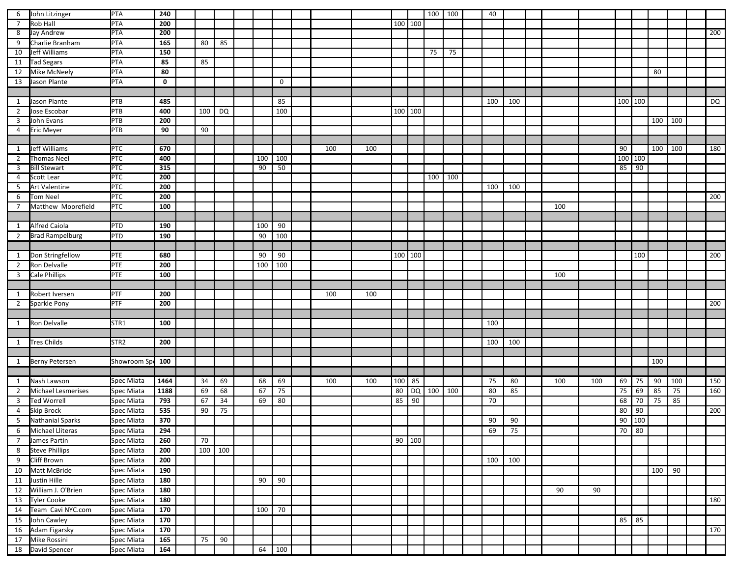| | | | | | | | | | | | | | | | | | | | | | | | | | | | | |
|---|---|---|---|---|---|---|---|---|---|---|---|---|---|---|---|---|---|---|---|---|---|---|---|---|---|---|---|---|
| 6 | John Litzinger | PTA | **240** | | | | | | | | | | | | 100 | 100 | | 40 | | | | | | | | | | |
| 7 | Rob Hall | PTA | **200** | | | | | | | | | | 100 | 100 | | | | | | | | | | | | | | |
| 8 | Jay Andrew | PTA | **200** | | | | | | | | | | | | | | | | | | | | | | | | | 200 |
| 9 | Charlie Branham | PTA | **165** | | 80 | 85 | | | | | | | | | | | | | | | | | | | | | | |
| 10 | Jeff Williams | PTA | **150** | | | | | | | | | | | | 75 | 75 | | | | | | | | | | | | |
| 11 | Tad Segars | PTA | **85** | | 85 | | | | | | | | | | | | | | | | | | | | | | | |
| 12 | Mike McNeely | PTA | **80** | | | | | | | | | | | | | | | | | | | | | | 80 | | | |
| 13 | Jason Plante | PTA | **0** | | | | | | 0 | | | | | | | | | | | | | | | | | | | |
| | | | | | | | | | | | | | | | | | | | | | | | | | | | | |
| 1 | Jason Plante | PTB | **485** | | | | | | 85 | | | | | | | | | 100 | 100 | | | | 100 | 100 | | | | DQ |
| 2 | Jose Escobar | PTB | **400** | | 100 | DQ | | | 100 | | | | 100 | 100 | | | | | | | | | | | | | | |
| 3 | John Evans | PTB | **200** | | | | | | | | | | | | | | | | | | | | | | 100 | 100 | | |
| 4 | Eric Meyer | PTB | **90** | | 90 | | | | | | | | | | | | | | | | | | | | | | | |
| | | | | | | | | | | | | | | | | | | | | | | | | | | | | |
| 1 | Jeff Williams | PTC | **670** | | | | | | | | 100 | 100 | | | | | | | | | | | 90 | | 100 | 100 | | 180 |
| 2 | Thomas Neel | PTC | **400** | | | | | 100 | 100 | | | | | | | | | | | | | | 100 | 100 | | | | |
| 3 | Bill Stewart | PTC | **315** | | | | | 90 | 50 | | | | | | | | | | | | | | 85 | 90 | | | | |
| 4 | Scott Lear | PTC | **200** | | | | | | | | | | | | 100 | 100 | | | | | | | | | | | | |
| 5 | Art Valentine | PTC | **200** | | | | | | | | | | | | | | | 100 | 100 | | | | | | | | | |
| 6 | Tom Neel | PTC | **200** | | | | | | | | | | | | | | | | | | | | | | | | | 200 |
| 7 | Matthew Moorefield | PTC | **100** | | | | | | | | | | | | | | | | | | 100 | | | | | | | |
| | | | | | | | | | | | | | | | | | | | | | | | | | | | | |
| 1 | Alfred Caiola | PTD | **190** | | | | | 100 | 90 | | | | | | | | | | | | | | | | | | | |
| 2 | Brad Rampelburg | PTD | **190** | | | | | 90 | 100 | | | | | | | | | | | | | | | | | | | |
| | | | | | | | | | | | | | | | | | | | | | | | | | | | | |
| 1 | Don Stringfellow | PTE | **680** | | | | | 90 | 90 | | | | 100 | 100 | | | | | | | | | | 100 | | | | 200 |
| 2 | Ron Delvalle | PTE | **200** | | | | | 100 | 100 | | | | | | | | | | | | | | | | | | | |
| 3 | Cale Phillips | PTE | **100** | | | | | | | | | | | | | | | | | | 100 | | | | | | | |
| | | | | | | | | | | | | | | | | | | | | | | | | | | | | |
| 1 | Robert Iversen | PTF | **200** | | | | | | | | 100 | 100 | | | | | | | | | | | | | | | | |
| 2 | Sparkle Pony | PTF | **200** | | | | | | | | | | | | | | | | | | | | | | | | | 200 |
| | | | | | | | | | | | | | | | | | | | | | | | | | | | | |
| 1 | Ron Delvalle | STR1 | **100** | | | | | | | | | | | | | | | 100 | | | | | | | | | | |
| | | | | | | | | | | | | | | | | | | | | | | | | | | | | |
| 1 | Tres Childs | STR2 | **200** | | | | | | | | | | | | | | | 100 | 100 | | | | | | | | | |
| | | | | | | | | | | | | | | | | | | | | | | | | | | | | |
| 1 | Berny Petersen | Showroom Sp | **100** | | | | | | | | | | | | | | | | | | | | | | 100 | | | |
| | | | | | | | | | | | | | | | | | | | | | | | | | | | | |
| 1 | Nash Lawson | Spec Miata | **1464** | | 34 | 69 | | 68 | 69 | | 100 | 100 | 100 | 85 | | | | 75 | 80 | | 100 | 100 | 69 | 75 | 90 | 100 | | 150 |
| 2 | Michael Lesmerises | Spec Miata | **1188** | | 69 | 68 | | 67 | 75 | | | | 80 | DQ | 100 | 100 | | 80 | 85 | | | | 75 | 69 | 85 | 75 | | 160 |
| 3 | Ted Worrell | Spec Miata | **793** | | 67 | 34 | | 69 | 80 | | | | 85 | 90 | | | | 70 | | | | | 68 | 70 | 75 | 85 | | |
| 4 | Skip Brock | Spec Miata | **535** | | 90 | 75 | | | | | | | | | | | | | | | | | 80 | 90 | | | | 200 |
| 5 | Nathanial Sparks | Spec Miata | **370** | | | | | | | | | | | | | | | 90 | 90 | | | | 90 | 100 | | | | |
| 6 | Michael Lliteras | Spec Miata | **294** | | | | | | | | | | | | | | | 69 | 75 | | | | 70 | 80 | | | | |
| 7 | James Partin | Spec Miata | **260** | | 70 | | | | | | | | 90 | 100 | | | | | | | | | | | | | | |
| 8 | Steve Phillips | Spec Miata | **200** | | 100 | 100 | | | | | | | | | | | | | | | | | | | | | | |
| 9 | Cliff Brown | Spec Miata | **200** | | | | | | | | | | | | | | | 100 | 100 | | | | | | | | | |
| 10 | Matt McBride | Spec Miata | **190** | | | | | | | | | | | | | | | | | | | | | | 100 | 90 | | |
| 11 | Justin Hille | Spec Miata | **180** | | | | | 90 | 90 | | | | | | | | | | | | | | | | | | | |
| 12 | William J. O'Brien | Spec Miata | **180** | | | | | | | | | | | | | | | | | | 90 | 90 | | | | | | |
| 13 | Tyler Cooke | Spec Miata | **180** | | | | | | | | | | | | | | | | | | | | | | | | | 180 |
| 14 | Team Cavi NYC.com | Spec Miata | **170** | | | | | 100 | 70 | | | | | | | | | | | | | | | | | | | |
| 15 | John Cawley | Spec Miata | **170** | | | | | | | | | | | | | | | | | | | | 85 | 85 | | | | |
| 16 | Adam Figarsky | Spec Miata | **170** | | | | | | | | | | | | | | | | | | | | | | | | | 170 |
| 17 | Mike Rossini | Spec Miata | **165** | | 75 | 90 | | | | | | | | | | | | | | | | | | | | | | |
| 18 | David Spencer | Spec Miata | **164** | | | | | 64 | 100 | | | | | | | | | | | | | | | | | | | |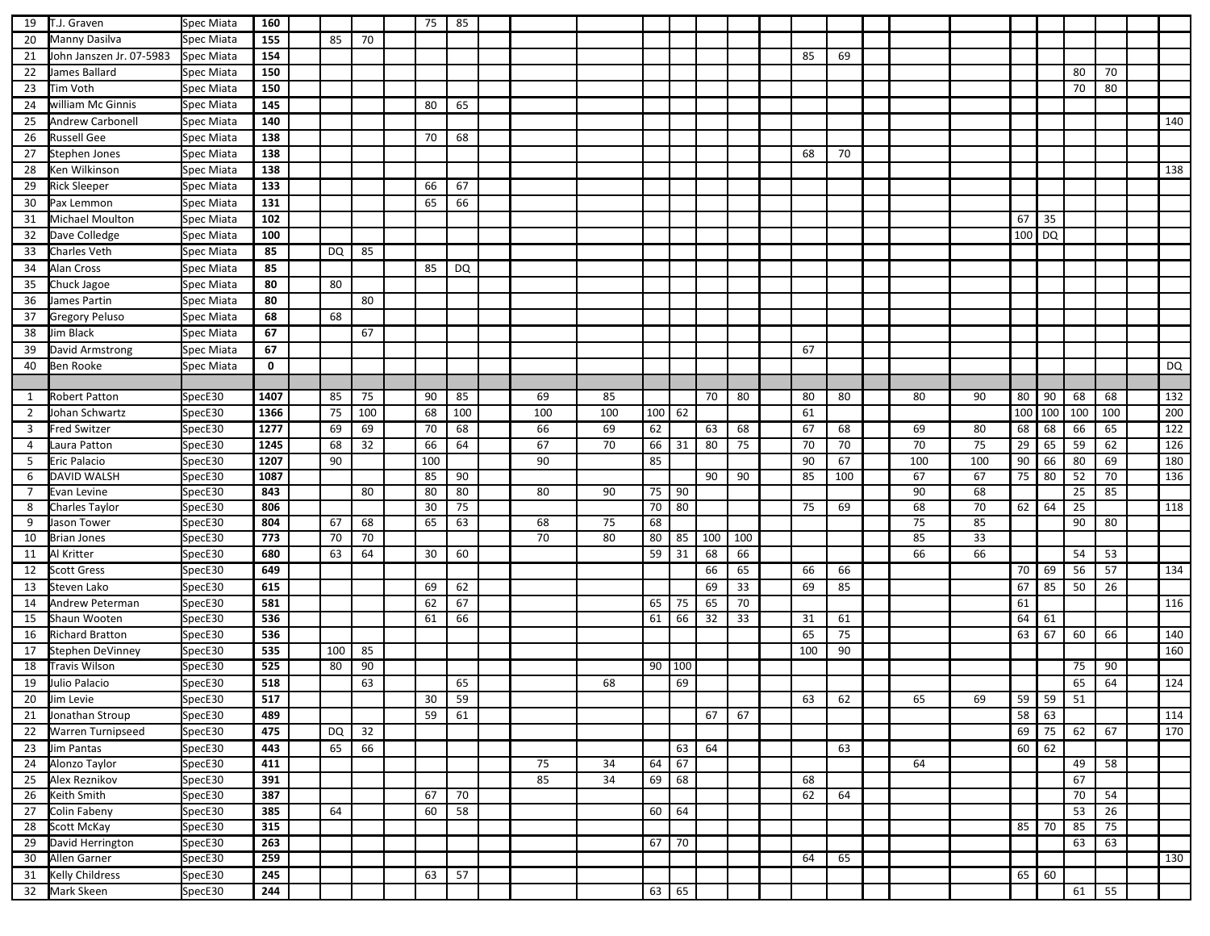| | | | | | | | | | | | | | | | | | | | | | | | | | | | | |
|---|---|---|---|---|---|---|---|---|---|---|---|---|---|---|---|---|---|---|---|---|---|---|---|---|---|---|---|---|
| 19 | T.J. Graven | Spec Miata | **160** | | | | | 75 | 85 | | | | | | | | | | | | | | | | | | | |
| 20 | Manny Dasilva | Spec Miata | **155** | | 85 | 70 | | | | | | | | | | | | | | | | | | | | | | |
| 21 | John Janszen Jr. 07-5983 | Spec Miata | **154** | | | | | | | | | | | | | | | 85 | 69 | | | | | | | | | |
| 22 | James Ballard | Spec Miata | **150** | | | | | | | | | | | | | | | | | | | | | | 80 | 70 | | |
| 23 | Tim Voth | Spec Miata | **150** | | | | | | | | | | | | | | | | | | | | | | 70 | 80 | | |
| 24 | william Mc Ginnis | Spec Miata | **145** | | | | | 80 | 65 | | | | | | | | | | | | | | | | | | | |
| 25 | Andrew Carbonell | Spec Miata | **140** | | | | | | | | | | | | | | | | | | | | | | | | | 140 |
| 26 | Russell Gee | Spec Miata | **138** | | | | | 70 | 68 | | | | | | | | | | | | | | | | | | | |
| 27 | Stephen Jones | Spec Miata | **138** | | | | | | | | | | | | | | | 68 | 70 | | | | | | | | | |
| 28 | Ken Wilkinson | Spec Miata | **138** | | | | | | | | | | | | | | | | | | | | | | | | | 138 |
| 29 | Rick Sleeper | Spec Miata | **133** | | | | | 66 | 67 | | | | | | | | | | | | | | | | | | | |
| 30 | Pax Lemmon | Spec Miata | **131** | | | | | 65 | 66 | | | | | | | | | | | | | | | | | | | |
| 31 | Michael Moulton | Spec Miata | **102** | | | | | | | | | | | | | | | | | | | | 67 | 35 | | | | |
| 32 | Dave Colledge | Spec Miata | **100** | | | | | | | | | | | | | | | | | | | | 100 | DQ | | | | |
| 33 | Charles Veth | Spec Miata | **85** | | DQ | 85 | | | | | | | | | | | | | | | | | | | | | | |
| 34 | Alan Cross | Spec Miata | **85** | | | | | 85 | DQ | | | | | | | | | | | | | | | | | | | |
| 35 | Chuck Jagoe | Spec Miata | **80** | | 80 | | | | | | | | | | | | | | | | | | | | | | | |
| 36 | James Partin | Spec Miata | **80** | | | 80 | | | | | | | | | | | | | | | | | | | | | | |
| 37 | Gregory Peluso | Spec Miata | **68** | | 68 | | | | | | | | | | | | | | | | | | | | | | | |
| 38 | Jim Black | Spec Miata | **67** | | | 67 | | | | | | | | | | | | | | | | | | | | | | |
| 39 | David Armstrong | Spec Miata | **67** | | | | | | | | | | | | | | | 67 | | | | | | | | | | |
| 40 | Ben Rooke | Spec Miata | **0** | | | | | | | | | | | | | | | | | | | | | | | | | DQ |
| | | | | | | | | | | | | | | | | | | | | | | | | | | | | |
| 1 | Robert Patton | SpecE30 | **1407** | | 85 | 75 | | 90 | 85 | | 69 | 85 | | | 70 | 80 | | 80 | 80 | | 80 | 90 | 80 | 90 | 68 | 68 | | 132 |
| 2 | Johan Schwartz | SpecE30 | **1366** | | 75 | 100 | | 68 | 100 | | 100 | 100 | 100 | 62 | | | | 61 | | | | | 100 | 100 | 100 | 100 | | 200 |
| 3 | Fred Switzer | SpecE30 | **1277** | | 69 | 69 | | 70 | 68 | | 66 | 69 | 62 | | 63 | 68 | | 67 | 68 | | 69 | 80 | 68 | 68 | 66 | 65 | | 122 |
| 4 | Laura Patton | SpecE30 | **1245** | | 68 | 32 | | 66 | 64 | | 67 | 70 | 66 | 31 | 80 | 75 | | 70 | 70 | | 70 | 75 | 29 | 65 | 59 | 62 | | 126 |
| 5 | Eric Palacio | SpecE30 | **1207** | | 90 | | | 100 | | | 90 | | 85 | | | | | 90 | 67 | | 100 | 100 | 90 | 66 | 80 | 69 | | 180 |
| 6 | DAVID WALSH | SpecE30 | **1087** | | | | | 85 | 90 | | | | | | 90 | 90 | | 85 | 100 | | 67 | 67 | 75 | 80 | 52 | 70 | | 136 |
| 7 | Evan Levine | SpecE30 | **843** | | | 80 | | 80 | 80 | | 80 | 90 | 75 | 90 | | | | | | | 90 | 68 | | | 25 | 85 | | |
| 8 | Charles Taylor | SpecE30 | **806** | | | | | 30 | 75 | | | | 70 | 80 | | | | 75 | 69 | | 68 | 70 | 62 | 64 | 25 | | | 118 |
| 9 | Jason Tower | SpecE30 | **804** | | 67 | 68 | | 65 | 63 | | 68 | 75 | 68 | | | | | | | | 75 | 85 | | | 90 | 80 | | |
| 10 | Brian Jones | SpecE30 | **773** | | 70 | 70 | | | | | 70 | 80 | 80 | 85 | 100 | 100 | | | | | 85 | 33 | | | | | | |
| 11 | Al Kritter | SpecE30 | **680** | | 63 | 64 | | 30 | 60 | | | | 59 | 31 | 68 | 66 | | | | | 66 | 66 | | | 54 | 53 | | |
| 12 | Scott Gress | SpecE30 | **649** | | | | | | | | | | | | 66 | 65 | | 66 | 66 | | | | 70 | 69 | 56 | 57 | | 134 |
| 13 | Steven Lako | SpecE30 | **615** | | | | | 69 | 62 | | | | | | 69 | 33 | | 69 | 85 | | | | 67 | 85 | 50 | 26 | | |
| 14 | Andrew Peterman | SpecE30 | **581** | | | | | 62 | 67 | | | | 65 | 75 | 65 | 70 | | | | | | | 61 | | | | | 116 |
| 15 | Shaun Wooten | SpecE30 | **536** | | | | | 61 | 66 | | | | 61 | 66 | 32 | 33 | | 31 | 61 | | | | 64 | 61 | | | | |
| 16 | Richard Bratton | SpecE30 | **536** | | | | | | | | | | | | | | | 65 | 75 | | | | 63 | 67 | 60 | 66 | | 140 |
| 17 | Stephen DeVinney | SpecE30 | **535** | | 100 | 85 | | | | | | | | | | | | 100 | 90 | | | | | | | | | 160 |
| 18 | Travis Wilson | SpecE30 | **525** | | 80 | 90 | | | | | | | 90 | 100 | | | | | | | | | | | 75 | 90 | | |
| 19 | Julio Palacio | SpecE30 | **518** | | | 63 | | | 65 | | | 68 | | 69 | | | | | | | | | | | 65 | 64 | | 124 |
| 20 | Jim Levie | SpecE30 | **517** | | | | | 30 | 59 | | | | | | | | | 63 | 62 | | 65 | 69 | 59 | 59 | 51 | | | |
| 21 | Jonathan Stroup | SpecE30 | **489** | | | | | 59 | 61 | | | | | | 67 | 67 | | | | | | | 58 | 63 | | | | 114 |
| 22 | Warren Turnipseed | SpecE30 | **475** | | DQ | 32 | | | | | | | | | | | | | | | | | 69 | 75 | 62 | 67 | | 170 |
| 23 | Jim Pantas | SpecE30 | **443** | | 65 | 66 | | | | | | | | 63 | 64 | | | | 63 | | | | 60 | 62 | | | | |
| 24 | Alonzo Taylor | SpecE30 | **411** | | | | | | | | 75 | 34 | 64 | 67 | | | | | | | 64 | | | | 49 | 58 | | |
| 25 | Alex Reznikov | SpecE30 | **391** | | | | | | | | 85 | 34 | 69 | 68 | | | | 68 | | | | | | | 67 | | | |
| 26 | Keith Smith | SpecE30 | **387** | | | | | 67 | 70 | | | | | | | | | 62 | 64 | | | | | | 70 | 54 | | |
| 27 | Colin Fabeny | SpecE30 | **385** | | 64 | | | 60 | 58 | | | | 60 | 64 | | | | | | | | | | | 53 | 26 | | |
| 28 | Scott McKay | SpecE30 | **315** | | | | | | | | | | | | | | | | | | | | 85 | 70 | 85 | 75 | | |
| 29 | David Herrington | SpecE30 | **263** | | | | | | | | | | 67 | 70 | | | | | | | | | | | 63 | 63 | | |
| 30 | Allen Garner | SpecE30 | **259** | | | | | | | | | | | | | | | 64 | 65 | | | | | | | | | 130 |
| 31 | Kelly Childress | SpecE30 | **245** | | | | | 63 | 57 | | | | | | | | | | | | | | 65 | 60 | | | | |
| 32 | Mark Skeen | SpecE30 | **244** | | | | | | | | | | 63 | 65 | | | | | | | | | | | 61 | 55 | | |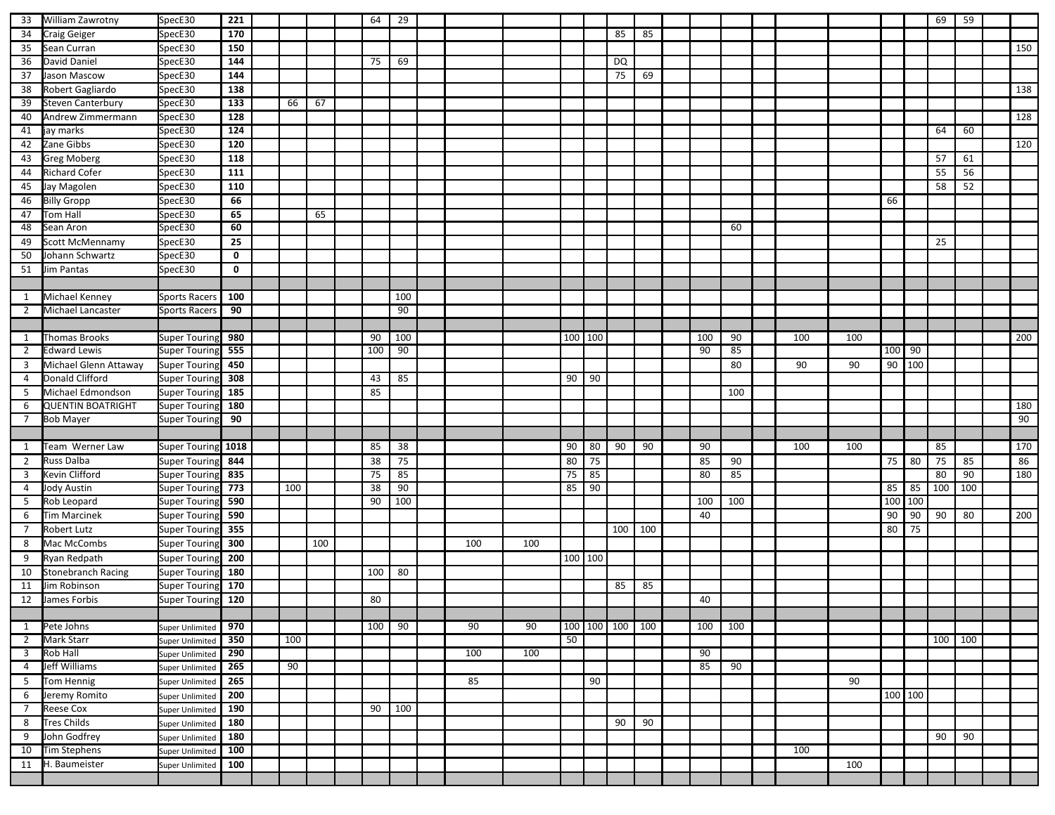| | | | | | | | | | | | | | | | | | | | | | | | | | | | | |
|---|---|---|---|---|---|---|---|---|---|---|---|---|---|---|---|---|---|---|---|---|---|---|---|---|---|---|---|---|
| 33 | William Zawrotny | SpecE30 | **221** | | | | | 64 | 29 | | | | | | | | | | | | | | | | 69 | 59 | | |
| 34 | Craig Geiger | SpecE30 | **170** | | | | | | | | | | | | 85 | 85 | | | | | | | | | | | | |
| 35 | Sean Curran | SpecE30 | **150** | | | | | | | | | | | | | | | | | | | | | | | | | 150 |
| 36 | David Daniel | SpecE30 | **144** | | | | | 75 | 69 | | | | | | DQ | | | | | | | | | | | | | |
| 37 | Jason Mascow | SpecE30 | **144** | | | | | | | | | | | | 75 | 69 | | | | | | | | | | | | |
| 38 | Robert Gagliardo | SpecE30 | **138** | | | | | | | | | | | | | | | | | | | | | | | | | 138 |
| 39 | Steven Canterbury | SpecE30 | **133** | | 66 | 67 | | | | | | | | | | | | | | | | | | | | | | |
| 40 | Andrew Zimmermann | SpecE30 | **128** | | | | | | | | | | | | | | | | | | | | | | | | | 128 |
| 41 | jay marks | SpecE30 | **124** | | | | | | | | | | | | | | | | | | | | | | 64 | 60 | | |
| 42 | Zane Gibbs | SpecE30 | **120** | | | | | | | | | | | | | | | | | | | | | | | | | 120 |
| 43 | Greg Moberg | SpecE30 | **118** | | | | | | | | | | | | | | | | | | | | | | 57 | 61 | | |
| 44 | Richard Cofer | SpecE30 | **111** | | | | | | | | | | | | | | | | | | | | | | 55 | 56 | | |
| 45 | Jay Magolen | SpecE30 | **110** | | | | | | | | | | | | | | | | | | | | | | 58 | 52 | | |
| 46 | Billy Gropp | SpecE30 | **66** | | | | | | | | | | | | | | | | | | | | 66 | | | | | |
| 47 | Tom Hall | SpecE30 | **65** | | | 65 | | | | | | | | | | | | | | | | | | | | | | |
| 48 | Sean Aron | SpecE30 | **60** | | | | | | | | | | | | | | | | 60 | | | | | | | | | |
| 49 | Scott McMennamy | SpecE30 | **25** | | | | | | | | | | | | | | | | | | | | | | 25 | | | |
| 50 | Johann Schwartz | SpecE30 | **0** | | | | | | | | | | | | | | | | | | | | | | | | | |
| 51 | Jim Pantas | SpecE30 | **0** | | | | | | | | | | | | | | | | | | | | | | | | | |
| | | | | | | | | | | | | | | | | | | | | | | | | | | | | |
| 1 | Michael Kenney | Sports Racers | **100** | | | | | | 100 | | | | | | | | | | | | | | | | | | | |
| 2 | Michael Lancaster | Sports Racers | **90** | | | | | | 90 | | | | | | | | | | | | | | | | | | | |
| | | | | | | | | | | | | | | | | | | | | | | | | | | | | |
| 1 | Thomas Brooks | Super Touring | **980** | | | | | 90 | 100 | | | | 100 | 100 | | | | 100 | 90 | | 100 | 100 | | | | | | 200 |
| 2 | Edward Lewis | Super Touring | **555** | | | | | 100 | 90 | | | | | | | | | 90 | 85 | | | | 100 | 90 | | | | |
| 3 | Michael Glenn Attaway | Super Touring | **450** | | | | | | | | | | | | | | | | 80 | | 90 | 90 | 90 | 100 | | | | |
| 4 | Donald Clifford | Super Touring | **308** | | | | | 43 | 85 | | | | 90 | 90 | | | | | | | | | | | | | | |
| 5 | Michael Edmondson | Super Touring | **185** | | | | | 85 | | | | | | | | | | | 100 | | | | | | | | | |
| 6 | QUENTIN BOATRIGHT | Super Touring | **180** | | | | | | | | | | | | | | | | | | | | | | | | | 180 |
| 7 | Bob Mayer | Super Touring | **90** | | | | | | | | | | | | | | | | | | | | | | | | | 90 |
| | | | | | | | | | | | | | | | | | | | | | | | | | | | | |
| 1 | Team Werner Law | Super Touring | **1018** | | | | | 85 | 38 | | | | 90 | 80 | 90 | 90 | | 90 | | | 100 | 100 | | | 85 | | | 170 |
| 2 | Russ Dalba | Super Touring | **844** | | | | | 38 | 75 | | | | 80 | 75 | | | | 85 | 90 | | | | 75 | 80 | 75 | 85 | | 86 |
| 3 | Kevin Clifford | Super Touring | **835** | | | | | 75 | 85 | | | | 75 | 85 | | | | 80 | 85 | | | | | | 80 | 90 | | 180 |
| 4 | Jody Austin | Super Touring | **773** | | 100 | | | 38 | 90 | | | | 85 | 90 | | | | | | | | | 85 | 85 | 100 | 100 | | |
| 5 | Rob Leopard | Super Touring | **590** | | | | | 90 | 100 | | | | | | | | | 100 | 100 | | | | 100 | 100 | | | | |
| 6 | Tim Marcinek | Super Touring | **590** | | | | | | | | | | | | | | | 40 | | | | | 90 | 90 | 90 | 80 | | 200 |
| 7 | Robert Lutz | Super Touring | **355** | | | | | | | | | | | | 100 | 100 | | | | | | | 80 | 75 | | | | |
| 8 | Mac McCombs | Super Touring | **300** | | | 100 | | | | | 100 | 100 | | | | | | | | | | | | | | | | |
| 9 | Ryan Redpath | Super Touring | **200** | | | | | | | | | | 100 | 100 | | | | | | | | | | | | | | |
| 10 | Stonebranch Racing | Super Touring | **180** | | | | | 100 | 80 | | | | | | | | | | | | | | | | | | | |
| 11 | Jim Robinson | Super Touring | **170** | | | | | | | | | | | | 85 | 85 | | | | | | | | | | | | |
| 12 | James Forbis | Super Touring | **120** | | | | | 80 | | | | | | | | | | 40 | | | | | | | | | | |
| | | | | | | | | | | | | | | | | | | | | | | | | | | | | |
| 1 | Pete Johns | Super Unlimited | **970** | | | | | 100 | 90 | | 90 | 90 | 100 | 100 | 100 | 100 | | 100 | 100 | | | | | | | | | |
| 2 | Mark Starr | Super Unlimited | **350** | | 100 | | | | | | | | 50 | | | | | | | | | | | | 100 | 100 | | |
| 3 | Rob Hall | Super Unlimited | **290** | | | | | | | | 100 | 100 | | | | | | 90 | | | | | | | | | | |
| 4 | Jeff Williams | Super Unlimited | **265** | | 90 | | | | | | | | | | | | | 85 | 90 | | | | | | | | | |
| 5 | Tom Hennig | Super Unlimited | **265** | | | | | | | | 85 | | | 90 | | | | | | | | 90 | | | | | | |
| 6 | Jeremy Romito | Super Unlimited | **200** | | | | | | | | | | | | | | | | | | | | 100 | 100 | | | | |
| 7 | Reese Cox | Super Unlimited | **190** | | | | | 90 | 100 | | | | | | | | | | | | | | | | | | | |
| 8 | Tres Childs | Super Unlimited | **180** | | | | | | | | | | | | 90 | 90 | | | | | | | | | | | | |
| 9 | John Godfrey | Super Unlimited | **180** | | | | | | | | | | | | | | | | | | | | | | 90 | 90 | | |
| 10 | Tim Stephens | Super Unlimited | **100** | | | | | | | | | | | | | | | | | | 100 | | | | | | | |
| 11 | H. Baumeister | Super Unlimited | **100** | | | | | | | | | | | | | | | | | | | 100 | | | | | | |
| | | | | | | | | | | | | | | | | | | | | | | | | | | | | |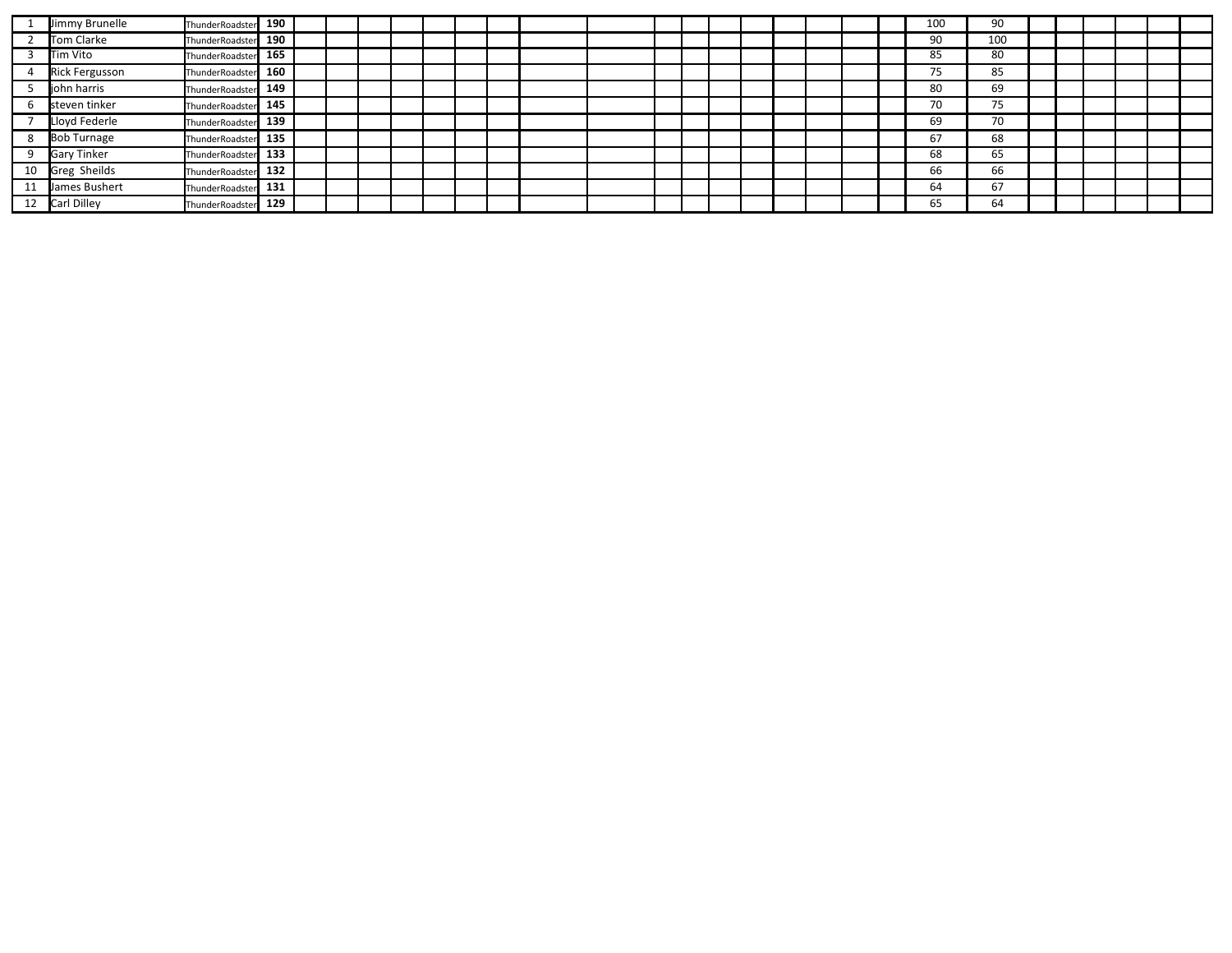| | | | | | | | | | | | | | | | | | | | | | | | | | | | | |
|---|---|---|---|---|---|---|---|---|---|---|---|---|---|---|---|---|---|---|---|---|---|---|---|---|---|---|---|---|
| 1 | Jimmy Brunelle | ThunderRoadster | **190** | | | | | | | | | | | | | | | | | | | | 100 | 90 | | | | | | |
| 2 | Tom Clarke | ThunderRoadster | **190** | | | | | | | | | | | | | | | | | | | | 90 | 100 | | | | | | |
| 3 | Tim Vito | ThunderRoadster | **165** | | | | | | | | | | | | | | | | | | | | 85 | 80 | | | | | | |
| 4 | Rick Fergusson | ThunderRoadster | **160** | | | | | | | | | | | | | | | | | | | | 75 | 85 | | | | | | |
| 5 | john harris | ThunderRoadster | **149** | | | | | | | | | | | | | | | | | | | | 80 | 69 | | | | | | |
| 6 | steven tinker | ThunderRoadster | **145** | | | | | | | | | | | | | | | | | | | | 70 | 75 | | | | | | |
| 7 | Lloyd Federle | ThunderRoadster | **139** | | | | | | | | | | | | | | | | | | | | 69 | 70 | | | | | | |
| 8 | Bob Turnage | ThunderRoadster | **135** | | | | | | | | | | | | | | | | | | | | 67 | 68 | | | | | | |
| 9 | Gary Tinker | ThunderRoadster | **133** | | | | | | | | | | | | | | | | | | | | 68 | 65 | | | | | | |
| 10 | Greg Sheilds | ThunderRoadster | **132** | | | | | | | | | | | | | | | | | | | | 66 | 66 | | | | | | |
| 11 | James Bushert | ThunderRoadster | **131** | | | | | | | | | | | | | | | | | | | | 64 | 67 | | | | | | |
| 12 | Carl Dilley | ThunderRoadster | **129** | | | | | | | | | | | | | | | | | | | | 65 | 64 | | | | | | |